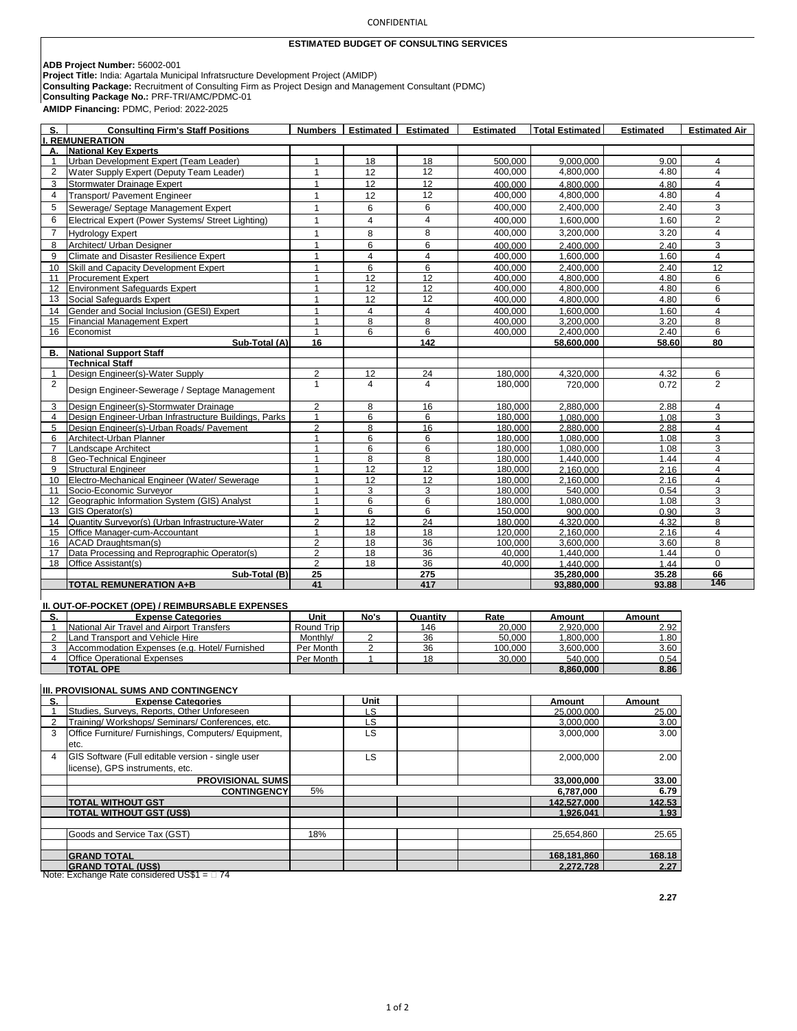CONFIDENTIAL

## ESTIMATED BUDGET OF CONSULTING SERVICES

**ADB Project Number:** 56002-001
**Project Title:** India: Agartala Municipal Infratsructure Development Project (AMIDP)
**Consulting Package:** Recruitment of Consulting Firm as Project Design and Management Consultant (PDMC)
**Consulting Package No.:** PRF-TRI/AMC/PDMC-01
**AMIDP Financing:** PDMC, Period: 2022-2025

| S. | Consulting Firm's Staff Positions | Numbers | Estimated | Estimated | Estimated | Total Estimated | Estimated | Estimated Air |
|---|---|---|---|---|---|---|---|---|
| **I. REMUNERATION** | | | | | | | | |
| **A.** | **National Key Experts** | | | | | | | |
| 1 | Urban Development Expert (Team Leader) | 1 | 18 | 18 | 500,000 | 9,000,000 | 9.00 | 4 |
| 2 | Water Supply Expert (Deputy Team Leader) | 1 | 12 | 12 | 400,000 | 4,800,000 | 4.80 | 4 |
| 3 | Stormwater Drainage Expert | 1 | 12 | 12 | 400,000 | 4,800,000 | 4.80 | 4 |
| 4 | Transport/ Pavement Engineer | 1 | 12 | 12 | 400,000 | 4,800,000 | 4.80 | 4 |
| 5 | Sewerage/ Septage Management Expert | 1 | 6 | 6 | 400,000 | 2,400,000 | 2.40 | 3 |
| 6 | Electrical Expert (Power Systems/ Street Lighting) | 1 | 4 | 4 | 400,000 | 1,600,000 | 1.60 | 2 |
| 7 | Hydrology Expert | 1 | 8 | 8 | 400,000 | 3,200,000 | 3.20 | 4 |
| 8 | Architect/ Urban Designer | 1 | 6 | 6 | 400,000 | 2,400,000 | 2.40 | 3 |
| 9 | Climate and Disaster Resilience Expert | 1 | 4 | 4 | 400,000 | 1,600,000 | 1.60 | 4 |
| 10 | Skill and Capacity Development Expert | 1 | 6 | 6 | 400,000 | 2,400,000 | 2.40 | 12 |
| 11 | Procurement Expert | 1 | 12 | 12 | 400,000 | 4,800,000 | 4.80 | 6 |
| 12 | Environment Safeguards Expert | 1 | 12 | 12 | 400,000 | 4,800,000 | 4.80 | 6 |
| 13 | Social Safeguards Expert | 1 | 12 | 12 | 400,000 | 4,800,000 | 4.80 | 6 |
| 14 | Gender and Social Inclusion (GESI) Expert | 1 | 4 | 4 | 400,000 | 1,600,000 | 1.60 | 4 |
| 15 | Financial Management Expert | 1 | 8 | 8 | 400,000 | 3,200,000 | 3.20 | 8 |
| 16 | Economist | 1 | 6 | 6 | 400,000 | 2,400,000 | 2.40 | 6 |
| | **Sub-Total (A)** | **16** | | **142** | | **58,600,000** | **58.60** | **80** |
| **B.** | **National Support Staff** | | | | | | | |
| | **Technical Staff** | | | | | | | |
| 1 | Design Engineer(s)-Water Supply | 2 | 12 | 24 | 180,000 | 4,320,000 | 4.32 | 6 |
| 2 | Design Engineer-Sewerage / Septage Management | 1 | 4 | 4 | 180,000 | 720,000 | 0.72 | 2 |
| 3 | Design Engineer(s)-Stormwater Drainage | 2 | 8 | 16 | 180,000 | 2,880,000 | 2.88 | 4 |
| 4 | Design Engineer-Urban Infrastructure Buildings, Parks | 1 | 6 | 6 | 180,000 | 1,080,000 | 1.08 | 3 |
| 5 | Design Engineer(s)-Urban Roads/ Pavement | 2 | 8 | 16 | 180,000 | 2,880,000 | 2.88 | 4 |
| 6 | Architect-Urban Planner | 1 | 6 | 6 | 180,000 | 1,080,000 | 1.08 | 3 |
| 7 | Landscape Architect | 1 | 6 | 6 | 180,000 | 1,080,000 | 1.08 | 3 |
| 8 | Geo-Technical Engineer | 1 | 8 | 8 | 180,000 | 1,440,000 | 1.44 | 4 |
| 9 | Structural Engineer | 1 | 12 | 12 | 180,000 | 2,160,000 | 2.16 | 4 |
| 10 | Electro-Mechanical Engineer (Water/ Sewerage | 1 | 12 | 12 | 180,000 | 2,160,000 | 2.16 | 4 |
| 11 | Socio-Economic Surveyor | 1 | 3 | 3 | 180,000 | 540,000 | 0.54 | 3 |
| 12 | Geographic Information System (GIS) Analyst | 1 | 6 | 6 | 180,000 | 1,080,000 | 1.08 | 3 |
| 13 | GIS Operator(s) | 1 | 6 | 6 | 150,000 | 900,000 | 0.90 | 3 |
| 14 | Quantity Surveyor(s) (Urban Infrastructure-Water | 2 | 12 | 24 | 180,000 | 4,320,000 | 4.32 | 8 |
| 15 | Office Manager-cum-Accountant | 1 | 18 | 18 | 120,000 | 2,160,000 | 2.16 | 4 |
| 16 | ACAD Draughtsman(s) | 2 | 18 | 36 | 100,000 | 3,600,000 | 3.60 | 8 |
| 17 | Data Processing and Reprographic Operator(s) | 2 | 18 | 36 | 40,000 | 1,440,000 | 1.44 | 0 |
| 18 | Office Assistant(s) | 2 | 18 | 36 | 40,000 | 1,440,000 | 1.44 | 0 |
| | **Sub-Total (B)** | **25** | | **275** | | **35,280,000** | **35.28** | **66** |
| | **TOTAL REMUNERATION A+B** | **41** | | **417** | | **93,880,000** | **93.88** | **146** |

### II. OUT-OF-POCKET (OPE) / REIMBURSABLE EXPENSES

| S. | Expense Categories | Unit | No's | Quantity | Rate | Amount | Amount |
|---|---|---|---|---|---|---|---|
| 1 | National Air Travel and Airport Transfers | Round Trip | | 146 | 20,000 | 2,920,000 | 2.92 |
| 2 | Land Transport and Vehicle Hire | Monthly/ | 2 | 36 | 50,000 | 1,800,000 | 1.80 |
| 3 | Accommodation Expenses (e.g. Hotel/ Furnished | Per Month | 2 | 36 | 100,000 | 3,600,000 | 3.60 |
| 4 | Office Operational Expenses | Per Month | 1 | 18 | 30,000 | 540,000 | 0.54 |
| | **TOTAL OPE** | | | | | **8,860,000** | **8.86** |

### III. PROVISIONAL SUMS AND CONTINGENCY

| S. | Expense Categories | | Unit | | | Amount | Amount |
|---|---|---|---|---|---|---|---|
| 1 | Studies, Surveys, Reports, Other Unforeseen | | LS | | | 25,000,000 | 25.00 |
| 2 | Training/ Workshops/ Seminars/ Conferences, etc. | | LS | | | 3,000,000 | 3.00 |
| 3 | Office Furniture/ Furnishings, Computers/ Equipment, etc. | | LS | | | 3,000,000 | 3.00 |
| 4 | GIS Software (Full editable version - single user license), GPS instruments, etc. | | LS | | | 2,000,000 | 2.00 |
| | **PROVISIONAL SUMS** | | | | | **33,000,000** | **33.00** |
| | **CONTINGENCY** | 5% | | | | **6,787,000** | **6.79** |
| | **TOTAL WITHOUT GST** | | | | | **142,527,000** | **142.53** |
| | **TOTAL WITHOUT GST (US$)** | | | | | **1,926,041** | **1.93** |
| | Goods and Service Tax (GST) | 18% | | | | 25,654,860 | 25.65 |
| | **GRAND TOTAL** | | | | | **168,181,860** | **168.18** |
| | **GRAND TOTAL (US$)** | | | | | **2,272,728** | **2.27** |

Note: Exchange Rate considered US$1 = ₹ 74

**2.27**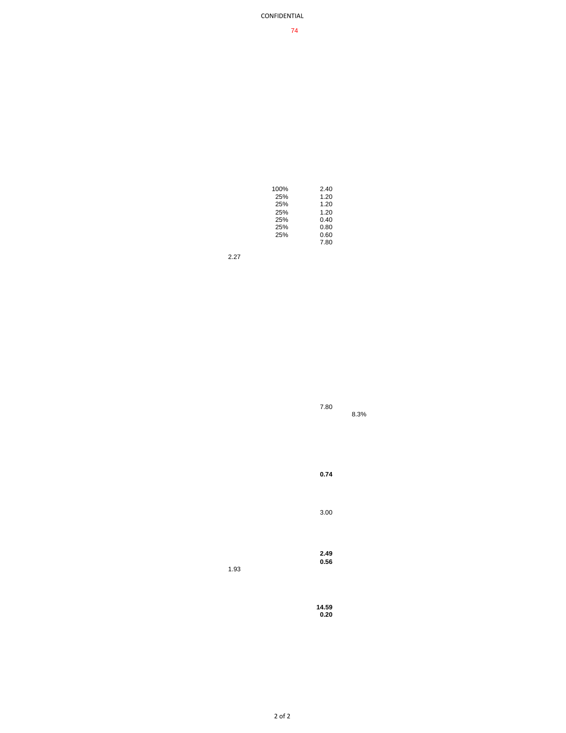CONFIDENTIAL

74

| | |
|---|---|
| 100% | 2.40 |
| 25% | 1.20 |
| 25% | 1.20 |
| 25% | 1.20 |
| 25% | 0.40 |
| 25% | 0.80 |
| 25% | 0.60 |
| | 7.80 |

2.27

7.80

8.3%

**0.74**

3.00

**2.49**

**0.56**

1.93

**14.59**

**0.20**